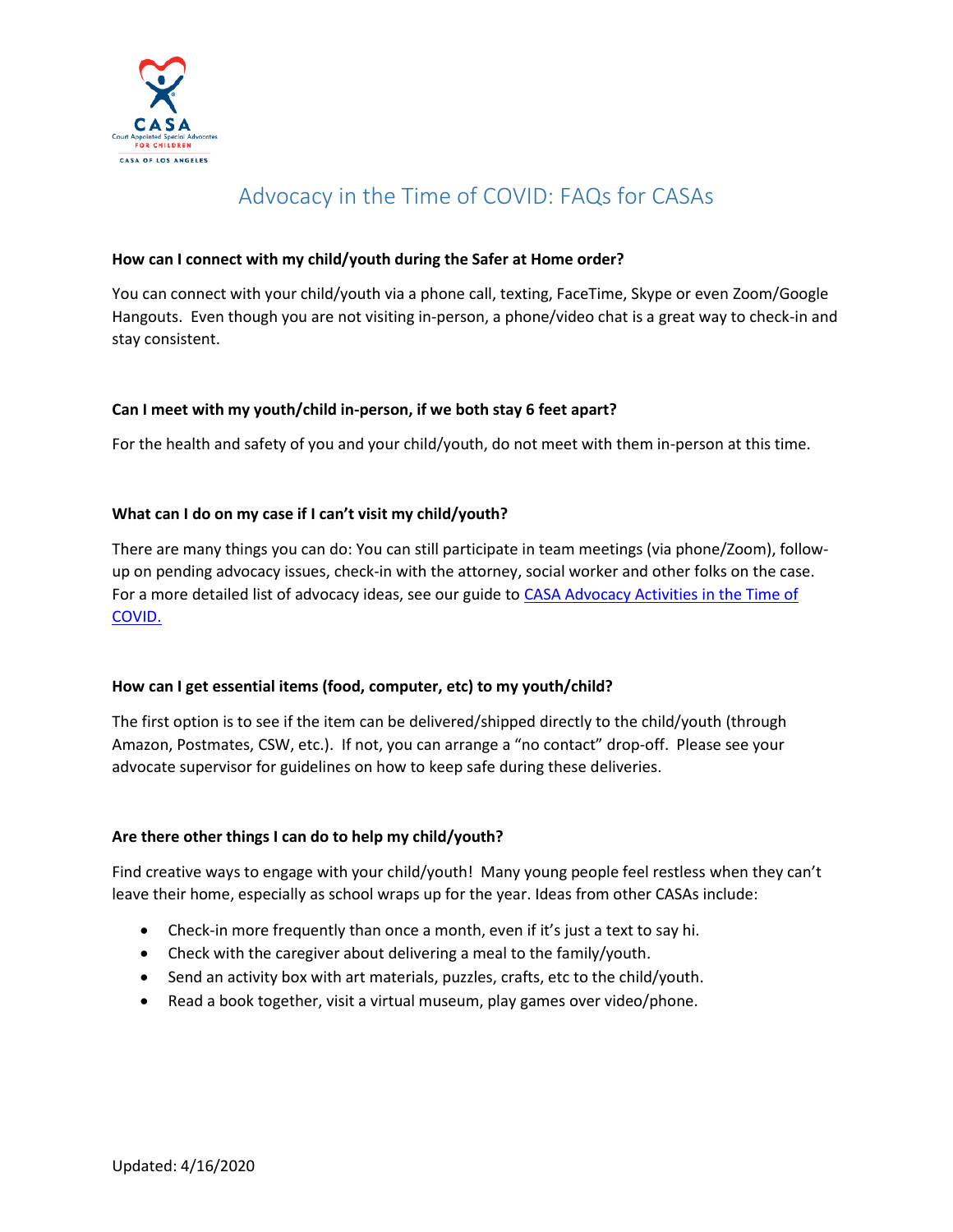CASA

Court Appointed Special Advocates

FOR CHILDREN

CASA OF LOS ANGELES

# Advocacy in the Time of COVID: FAQs for CASAs

**How can I connect with my child/youth during the Safer at Home order?**

You can connect with your child/youth via a phone call, texting, FaceTime, Skype or even Zoom/Google Hangouts. Even though you are not visiting in-person, a phone/video chat is a great way to check-in and stay consistent.

**Can I meet with my youth/child in-person, if we both stay 6 feet apart?**

For the health and safety of you and your child/youth, do not meet with them in-person at this time.

**What can I do on my case if I can't visit my child/youth?**

There are many things you can do: You can still participate in team meetings (via phone/Zoom), follow-up on pending advocacy issues, check-in with the attorney, social worker and other folks on the case. For a more detailed list of advocacy ideas, see our guide to CASA Advocacy Activities in the Time of COVID.

**How can I get essential items (food, computer, etc) to my youth/child?**

The first option is to see if the item can be delivered/shipped directly to the child/youth (through Amazon, Postmates, CSW, etc.). If not, you can arrange a "no contact" drop-off. Please see your advocate supervisor for guidelines on how to keep safe during these deliveries.

**Are there other things I can do to help my child/youth?**

Find creative ways to engage with your child/youth! Many young people feel restless when they can't leave their home, especially as school wraps up for the year. Ideas from other CASAs include:

- Check-in more frequently than once a month, even if it's just a text to say hi.
- Check with the caregiver about delivering a meal to the family/youth.
- Send an activity box with art materials, puzzles, crafts, etc to the child/youth.
- Read a book together, visit a virtual museum, play games over video/phone.

Updated: 4/16/2020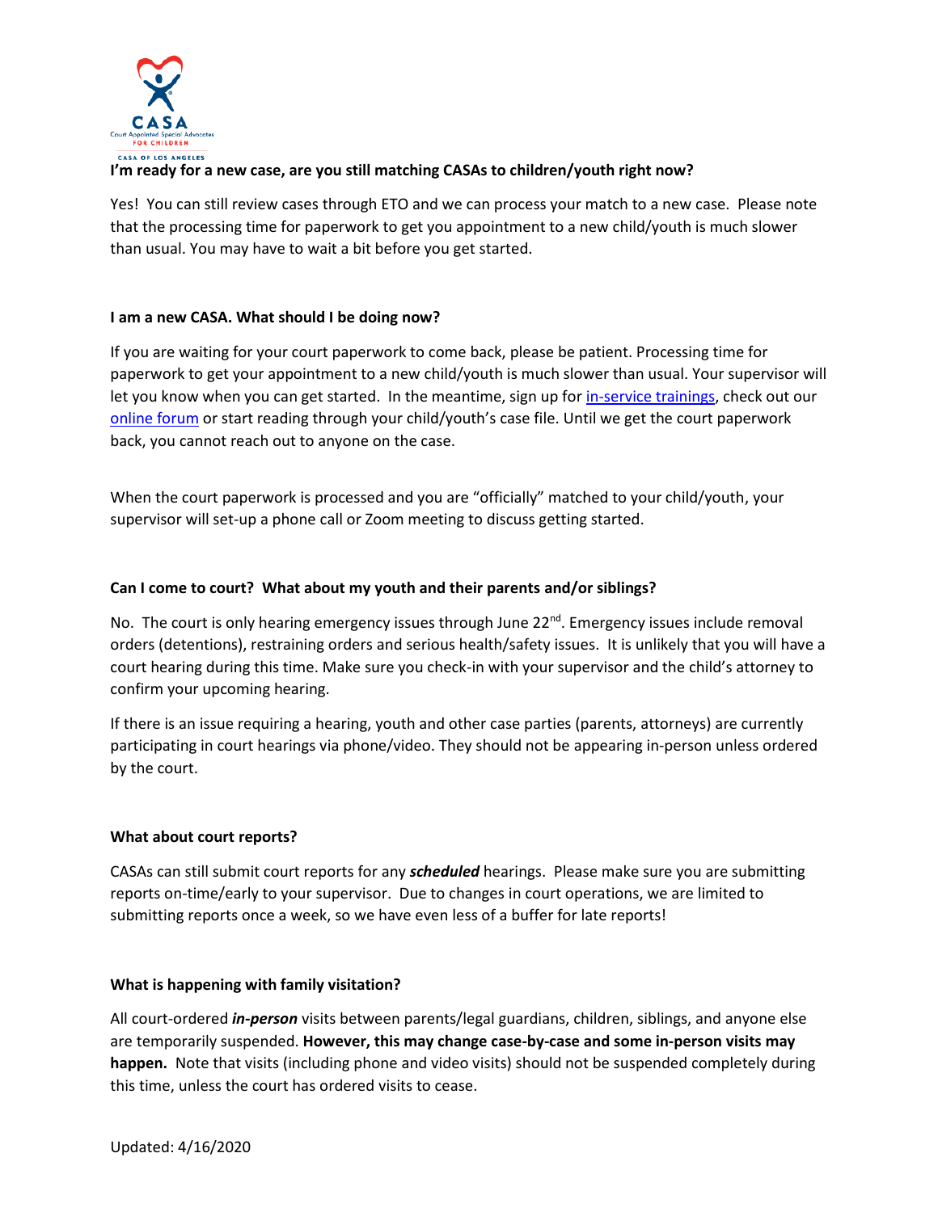**I'm ready for a new case, are you still matching CASAs to children/youth right now?**

Yes! You can still review cases through ETO and we can process your match to a new case. Please note that the processing time for paperwork to get you appointment to a new child/youth is much slower than usual. You may have to wait a bit before you get started.

**I am a new CASA. What should I be doing now?**

If you are waiting for your court paperwork to come back, please be patient. Processing time for paperwork to get your appointment to a new child/youth is much slower than usual. Your supervisor will let you know when you can get started. In the meantime, sign up for in-service trainings, check out our online forum or start reading through your child/youth's case file. Until we get the court paperwork back, you cannot reach out to anyone on the case.

When the court paperwork is processed and you are "officially" matched to your child/youth, your supervisor will set-up a phone call or Zoom meeting to discuss getting started.

**Can I come to court? What about my youth and their parents and/or siblings?**

No. The court is only hearing emergency issues through June 22nd. Emergency issues include removal orders (detentions), restraining orders and serious health/safety issues. It is unlikely that you will have a court hearing during this time. Make sure you check-in with your supervisor and the child's attorney to confirm your upcoming hearing.

If there is an issue requiring a hearing, youth and other case parties (parents, attorneys) are currently participating in court hearings via phone/video. They should not be appearing in-person unless ordered by the court.

**What about court reports?**

CASAs can still submit court reports for any ***scheduled*** hearings. Please make sure you are submitting reports on-time/early to your supervisor. Due to changes in court operations, we are limited to submitting reports once a week, so we have even less of a buffer for late reports!

**What is happening with family visitation?**

All court-ordered ***in-person*** visits between parents/legal guardians, children, siblings, and anyone else are temporarily suspended. **However, this may change case-by-case and some in-person visits may happen.** Note that visits (including phone and video visits) should not be suspended completely during this time, unless the court has ordered visits to cease.

Updated: 4/16/2020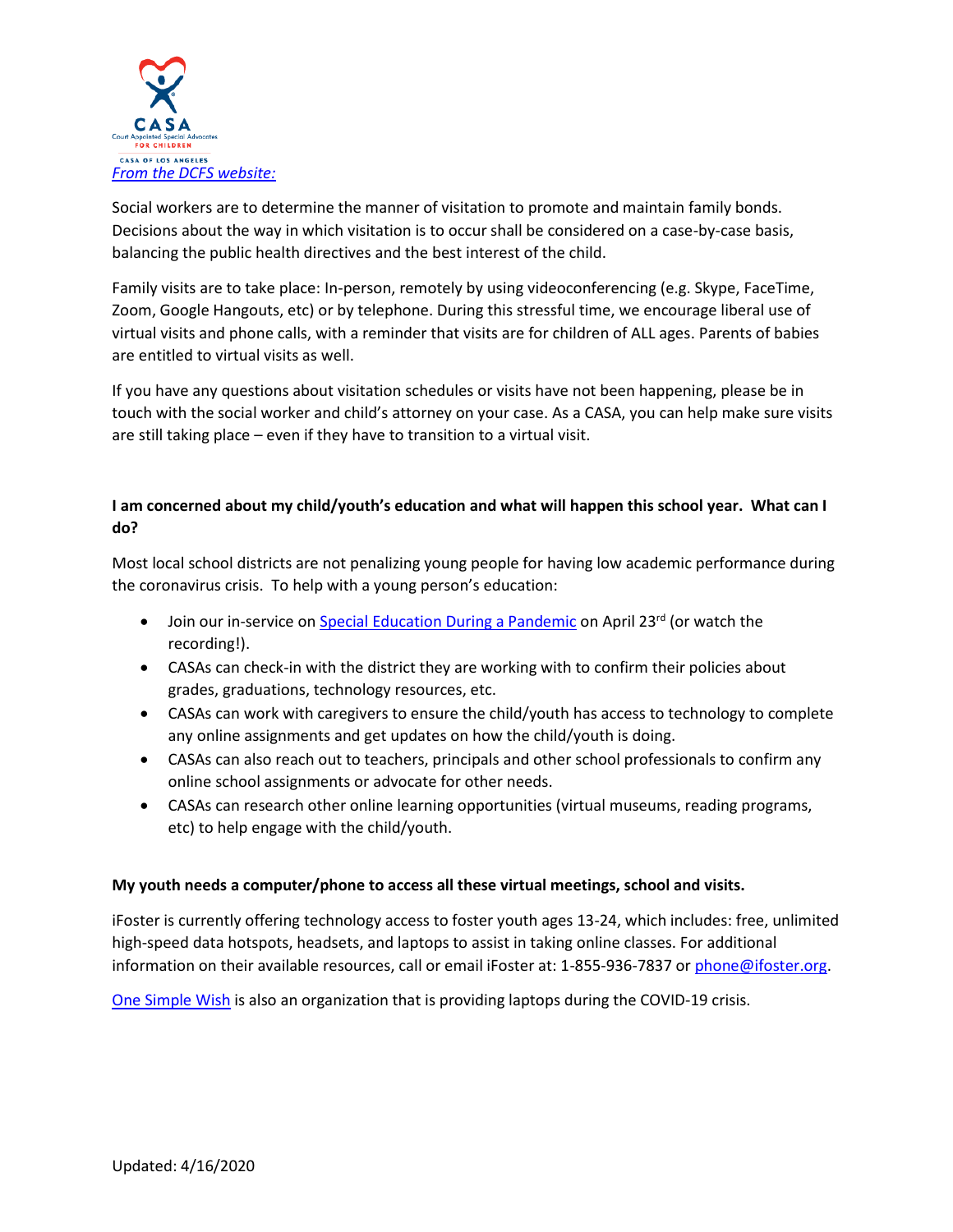*From the DCFS website:*

Social workers are to determine the manner of visitation to promote and maintain family bonds. Decisions about the way in which visitation is to occur shall be considered on a case-by-case basis, balancing the public health directives and the best interest of the child.

Family visits are to take place: In-person, remotely by using videoconferencing (e.g. Skype, FaceTime, Zoom, Google Hangouts, etc) or by telephone. During this stressful time, we encourage liberal use of virtual visits and phone calls, with a reminder that visits are for children of ALL ages. Parents of babies are entitled to virtual visits as well.

If you have any questions about visitation schedules or visits have not been happening, please be in touch with the social worker and child's attorney on your case. As a CASA, you can help make sure visits are still taking place – even if they have to transition to a virtual visit.

**I am concerned about my child/youth's education and what will happen this school year. What can I do?**

Most local school districts are not penalizing young people for having low academic performance during the coronavirus crisis. To help with a young person's education:

- Join our in-service on Special Education During a Pandemic on April 23rd (or watch the recording!).
- CASAs can check-in with the district they are working with to confirm their policies about grades, graduations, technology resources, etc.
- CASAs can work with caregivers to ensure the child/youth has access to technology to complete any online assignments and get updates on how the child/youth is doing.
- CASAs can also reach out to teachers, principals and other school professionals to confirm any online school assignments or advocate for other needs.
- CASAs can research other online learning opportunities (virtual museums, reading programs, etc) to help engage with the child/youth.

**My youth needs a computer/phone to access all these virtual meetings, school and visits.**

iFoster is currently offering technology access to foster youth ages 13-24, which includes: free, unlimited high-speed data hotspots, headsets, and laptops to assist in taking online classes. For additional information on their available resources, call or email iFoster at: 1-855-936-7837 or phone@ifoster.org.

One Simple Wish is also an organization that is providing laptops during the COVID-19 crisis.

Updated: 4/16/2020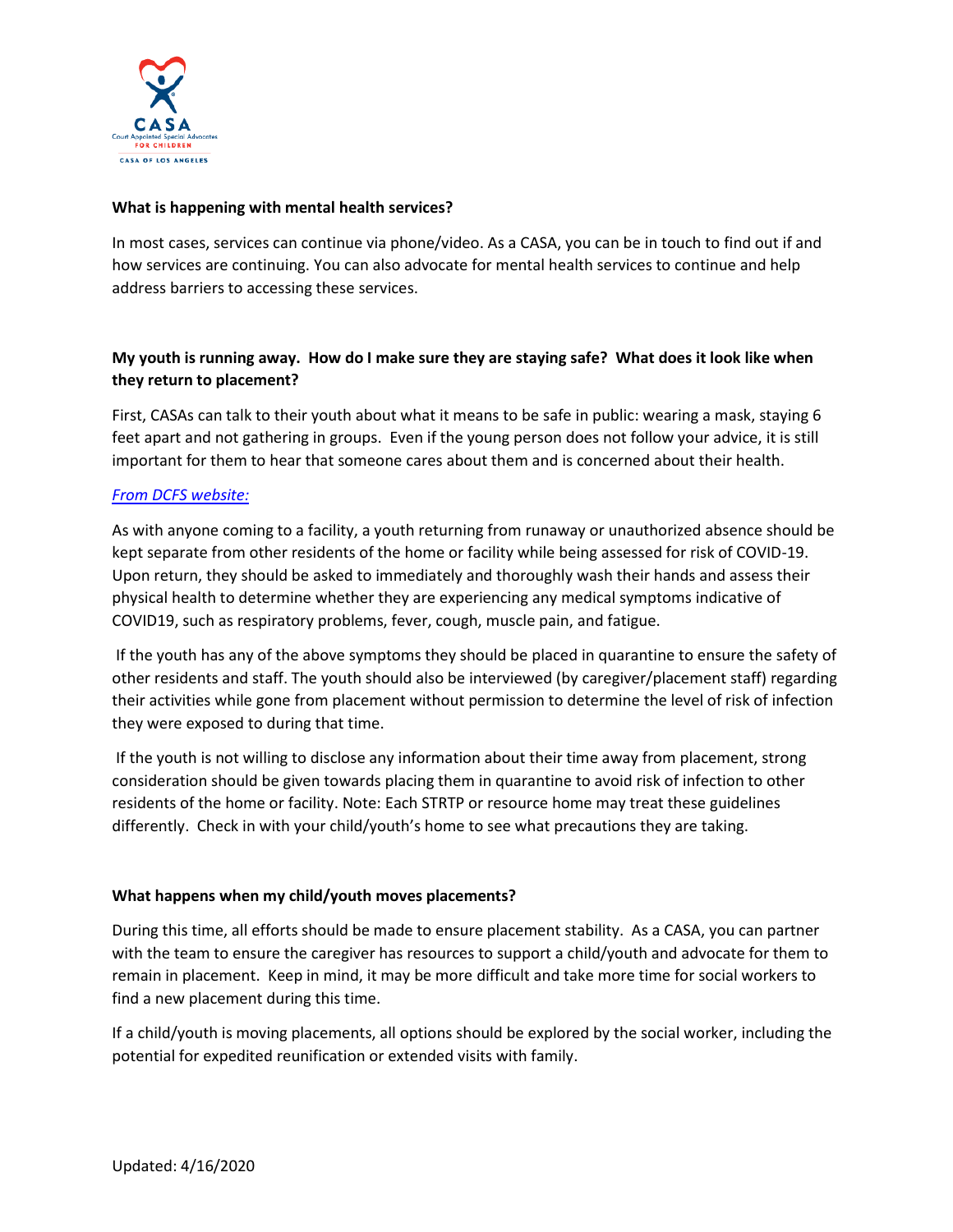**What is happening with mental health services?**

In most cases, services can continue via phone/video. As a CASA, you can be in touch to find out if and how services are continuing. You can also advocate for mental health services to continue and help address barriers to accessing these services.

**My youth is running away. How do I make sure they are staying safe? What does it look like when they return to placement?**

First, CASAs can talk to their youth about what it means to be safe in public: wearing a mask, staying 6 feet apart and not gathering in groups. Even if the young person does not follow your advice, it is still important for them to hear that someone cares about them and is concerned about their health.

*From DCFS website:*

As with anyone coming to a facility, a youth returning from runaway or unauthorized absence should be kept separate from other residents of the home or facility while being assessed for risk of COVID-19. Upon return, they should be asked to immediately and thoroughly wash their hands and assess their physical health to determine whether they are experiencing any medical symptoms indicative of COVID19, such as respiratory problems, fever, cough, muscle pain, and fatigue.

If the youth has any of the above symptoms they should be placed in quarantine to ensure the safety of other residents and staff. The youth should also be interviewed (by caregiver/placement staff) regarding their activities while gone from placement without permission to determine the level of risk of infection they were exposed to during that time.

If the youth is not willing to disclose any information about their time away from placement, strong consideration should be given towards placing them in quarantine to avoid risk of infection to other residents of the home or facility. Note: Each STRTP or resource home may treat these guidelines differently. Check in with your child/youth's home to see what precautions they are taking.

**What happens when my child/youth moves placements?**

During this time, all efforts should be made to ensure placement stability. As a CASA, you can partner with the team to ensure the caregiver has resources to support a child/youth and advocate for them to remain in placement. Keep in mind, it may be more difficult and take more time for social workers to find a new placement during this time.

If a child/youth is moving placements, all options should be explored by the social worker, including the potential for expedited reunification or extended visits with family.

Updated: 4/16/2020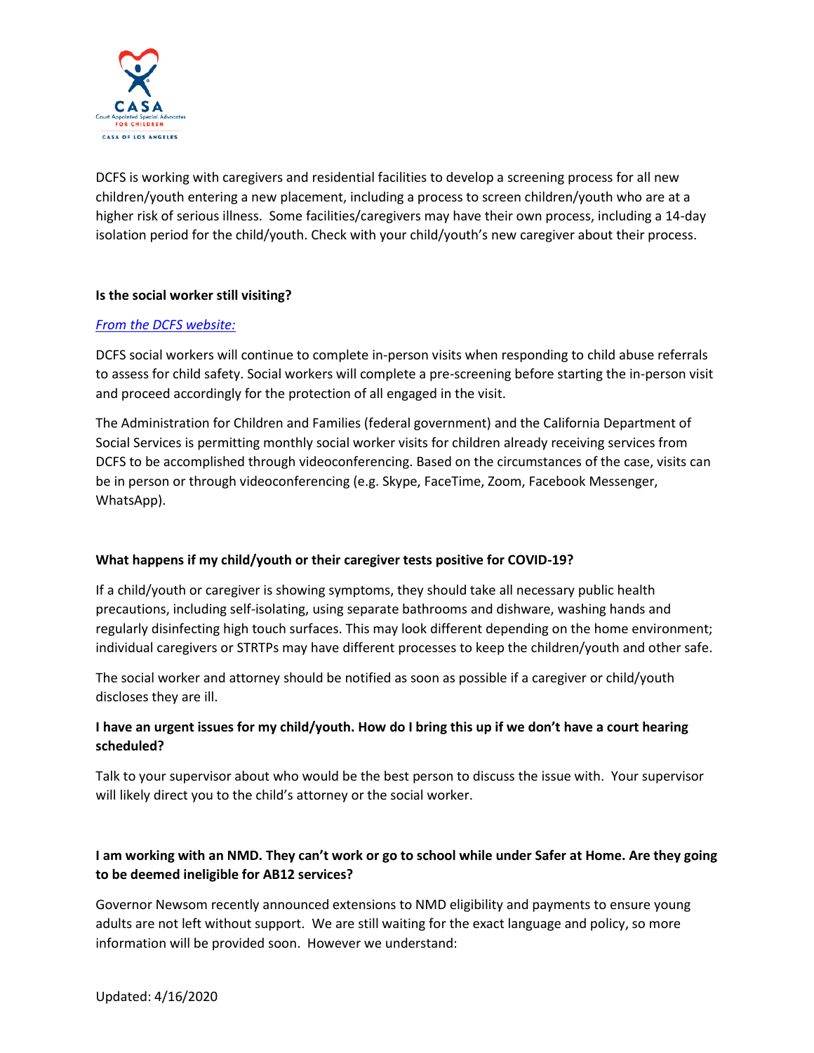DCFS is working with caregivers and residential facilities to develop a screening process for all new children/youth entering a new placement, including a process to screen children/youth who are at a higher risk of serious illness. Some facilities/caregivers may have their own process, including a 14-day isolation period for the child/youth. Check with your child/youth's new caregiver about their process.

**Is the social worker still visiting?**

*From the DCFS website:*

DCFS social workers will continue to complete in-person visits when responding to child abuse referrals to assess for child safety. Social workers will complete a pre-screening before starting the in-person visit and proceed accordingly for the protection of all engaged in the visit.

The Administration for Children and Families (federal government) and the California Department of Social Services is permitting monthly social worker visits for children already receiving services from DCFS to be accomplished through videoconferencing. Based on the circumstances of the case, visits can be in person or through videoconferencing (e.g. Skype, FaceTime, Zoom, Facebook Messenger, WhatsApp).

**What happens if my child/youth or their caregiver tests positive for COVID-19?**

If a child/youth or caregiver is showing symptoms, they should take all necessary public health precautions, including self-isolating, using separate bathrooms and dishware, washing hands and regularly disinfecting high touch surfaces. This may look different depending on the home environment; individual caregivers or STRTPs may have different processes to keep the children/youth and other safe.

The social worker and attorney should be notified as soon as possible if a caregiver or child/youth discloses they are ill.

**I have an urgent issues for my child/youth. How do I bring this up if we don't have a court hearing scheduled?**

Talk to your supervisor about who would be the best person to discuss the issue with. Your supervisor will likely direct you to the child's attorney or the social worker.

**I am working with an NMD. They can't work or go to school while under Safer at Home. Are they going to be deemed ineligible for AB12 services?**

Governor Newsom recently announced extensions to NMD eligibility and payments to ensure young adults are not left without support. We are still waiting for the exact language and policy, so more information will be provided soon. However we understand:

Updated: 4/16/2020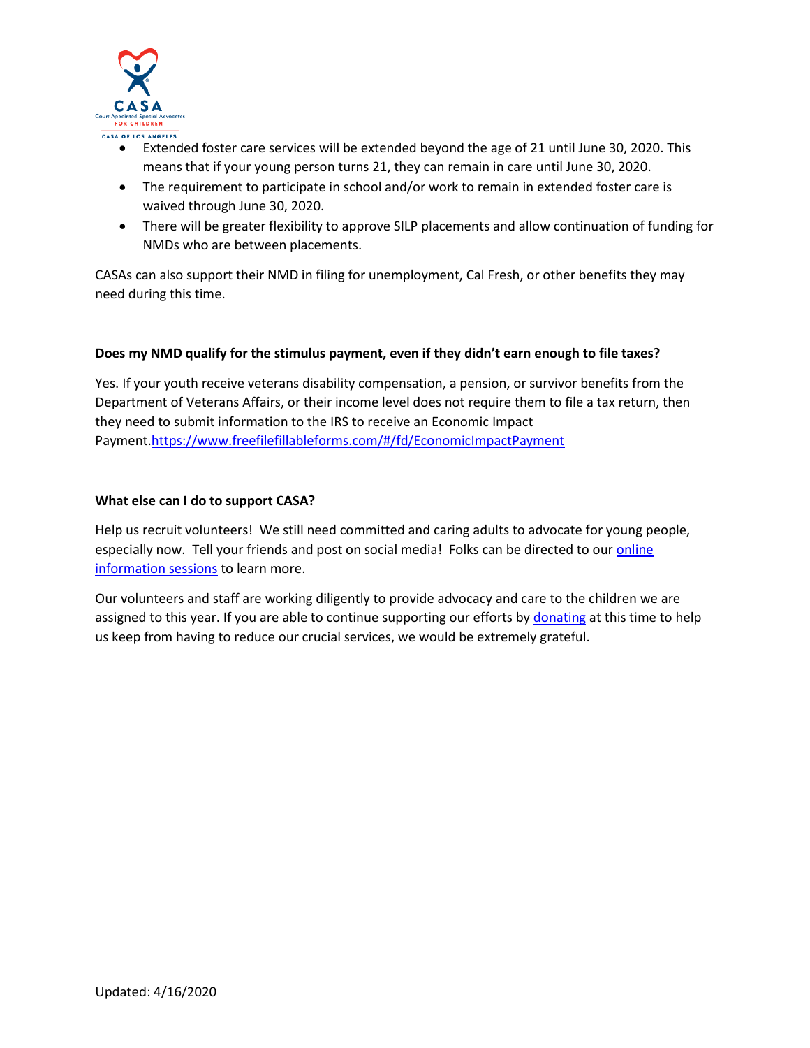- Extended foster care services will be extended beyond the age of 21 until June 30, 2020. This means that if your young person turns 21, they can remain in care until June 30, 2020.
- The requirement to participate in school and/or work to remain in extended foster care is waived through June 30, 2020.
- There will be greater flexibility to approve SILP placements and allow continuation of funding for NMDs who are between placements.

CASAs can also support their NMD in filing for unemployment, Cal Fresh, or other benefits they may need during this time.

**Does my NMD qualify for the stimulus payment, even if they didn't earn enough to file taxes?**

Yes. If your youth receive veterans disability compensation, a pension, or survivor benefits from the Department of Veterans Affairs, or their income level does not require them to file a tax return, then they need to submit information to the IRS to receive an Economic Impact Payment.https://www.freefilefillableforms.com/#/fd/EconomicImpactPayment

**What else can I do to support CASA?**

Help us recruit volunteers! We still need committed and caring adults to advocate for young people, especially now. Tell your friends and post on social media! Folks can be directed to our online information sessions to learn more.

Our volunteers and staff are working diligently to provide advocacy and care to the children we are assigned to this year. If you are able to continue supporting our efforts by donating at this time to help us keep from having to reduce our crucial services, we would be extremely grateful.

Updated: 4/16/2020